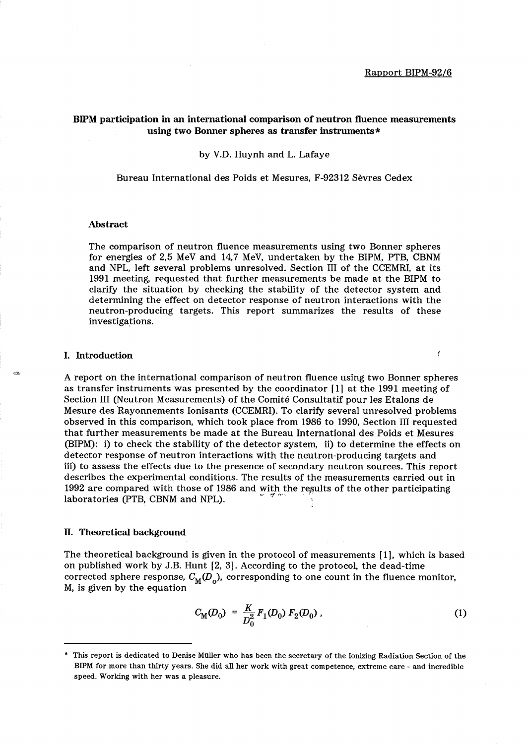Rapport BIPM-92/6

# BIPM participation in an international comparison of neutron fluence measurements using two Bonner spheres as transfer instruments*

by V.D. Huynh and L. Lafaye

Bureau International des Poids et Mesures, F-92312 Sèvres Cedex

### Abstract

The comparison of neutron fluence measurements using two Bonner spheres for energies of 2,5 MeV and 14,7 MeV, undertaken by the BIPM, PTB, CBNM and NPL, left several problems unresolved. Section III of the CCEMRI, at its 1991 meeting, requested that further measurements be made at the BIPM to clarify the situation by checking the stability of the detector system and determining the effect on detector response of neutron interactions with the neutron-producing targets. This report summarizes the results of these investigations.

## I. Introduction

A report on the international comparison of neutron fluence using two Bonner spheres as transfer instruments was presented by the coordinator [1] at the 1991 meeting of Section III (Neutron Measurements) of the Comité Consultatif pour les Etalons de Mesure des Rayonnements Ionisants (CCEMRI). To clarify several unresolved problems observed in this comparison, which took place from 1986 to 1990, Section III requested that further measurements be made at the Bureau International des Poids et Mesures (BIPM): i) to check the stability of the detector system, ii) to determine the effects on detector response of neutron interactions with the neutron-producing targets and iii) to assess the effects due to the presence of secondary neutron sources. This report describes the experimental conditions. The results of the measurements carried out in 1992 are compared with those of 1986 and with the results of the other participating laboratories (PTB, CBNM and NPL).

## II. Theoretical background

The theoretical background is given in the protocol of measurements [1], which is based on published work by J.B. Hunt [2, 3]. According to the protocol, the dead-time corrected sphere response, $C_M(D_o)$, corresponding to one count in the fluence monitor, M, is given by the equation

$$C_M(D_0) = \frac{K}{D_0^2} F_1(D_0) F_2(D_0) , \qquad (1)$$

---

* This report is dedicated to Denise Müller who has been the secretary of the Ionizing Radiation Section of the BIPM for more than thirty years. She did all her work with great competence, extreme care - and incredible speed. Working with her was a pleasure.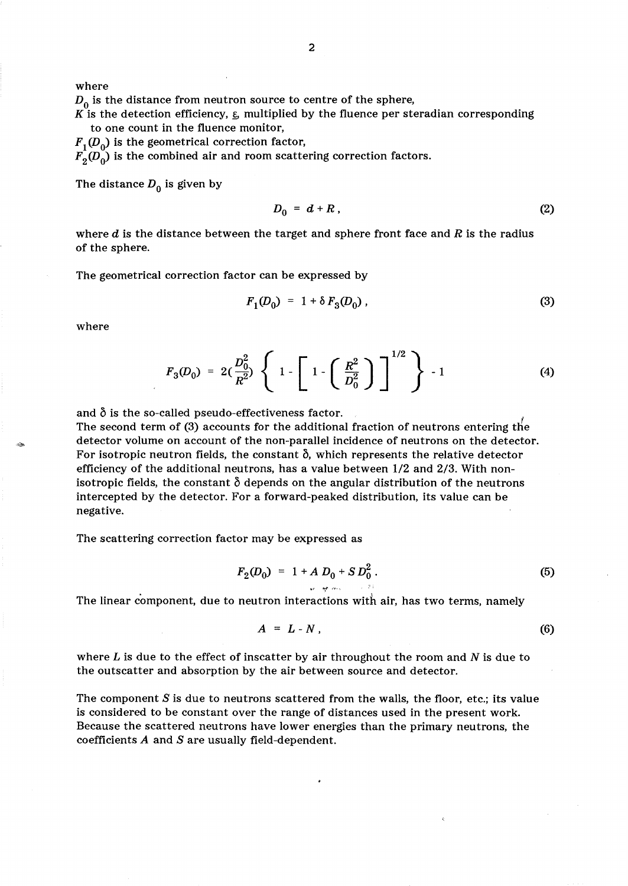where

$D_0$ is the distance from neutron source to centre of the sphere,

$K$ is the detection efficiency, $\varepsilon$, multiplied by the fluence per steradian corresponding to one count in the fluence monitor,

$F_1(D_0)$ is the geometrical correction factor,

$F_2(D_0)$ is the combined air and room scattering correction factors.

The distance $D_0$ is given by

$$D_0 = d + R\,, \tag{2}$$

where $d$ is the distance between the target and sphere front face and $R$ is the radius of the sphere.

The geometrical correction factor can be expressed by

$$F_1(D_0) = 1 + \delta\, F_3(D_0)\,, \tag{3}$$

where

$$F_3(D_0) = 2(\frac{D_0^2}{R^2}) \left\{ 1 - \left[ 1 - \left( \frac{R^2}{D_0^2} \right) \right]^{1/2} \right\} - 1 \tag{4}$$

and $\delta$ is the so-called pseudo-effectiveness factor.

The second term of (3) accounts for the additional fraction of neutrons entering the detector volume on account of the non-parallel incidence of neutrons on the detector. For isotropic neutron fields, the constant $\delta$, which represents the relative detector efficiency of the additional neutrons, has a value between 1/2 and 2/3. With non-isotropic fields, the constant $\delta$ depends on the angular distribution of the neutrons intercepted by the detector. For a forward-peaked distribution, its value can be negative.

The scattering correction factor may be expressed as

$$F_2(D_0) = 1 + A\, D_0 + S\, D_0^2\,. \tag{5}$$

The linear component, due to neutron interactions with air, has two terms, namely

$$A = L - N\,, \tag{6}$$

where $L$ is due to the effect of inscatter by air throughout the room and $N$ is due to the outscatter and absorption by the air between source and detector.

The component $S$ is due to neutrons scattered from the walls, the floor, etc.; its value is considered to be constant over the range of distances used in the present work. Because the scattered neutrons have lower energies than the primary neutrons, the coefficients $A$ and $S$ are usually field-dependent.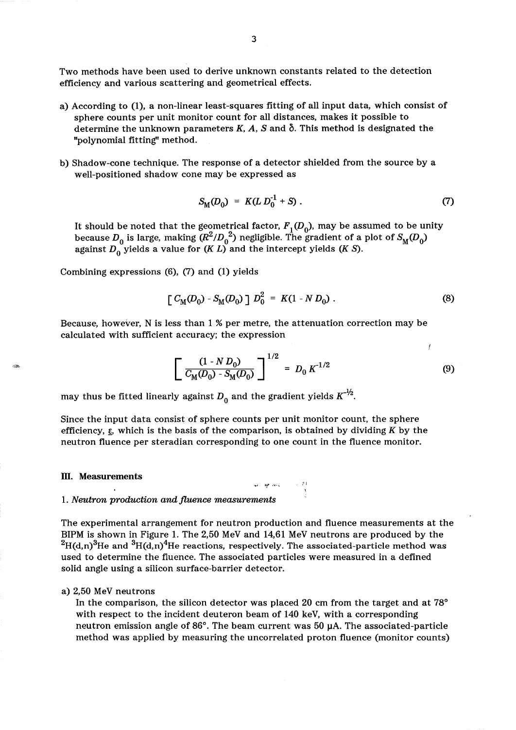Two methods have been used to derive unknown constants related to the detection efficiency and various scattering and geometrical effects.

a) According to (1), a non-linear least-squares fitting of all input data, which consist of sphere counts per unit monitor count for all distances, makes it possible to determine the unknown parameters $K$, $A$, $S$ and $\delta$. This method is designated the "polynomial fitting" method.

b) Shadow-cone technique. The response of a detector shielded from the source by a well-positioned shadow cone may be expressed as

$$S_M(D_0) = K(L\,D_0^{-1} + S)\,. \tag{7}$$

It should be noted that the geometrical factor, $F_1(D_0)$, may be assumed to be unity because $D_0$ is large, making $(R^2/D_0^2)$ negligible. The gradient of a plot of $S_M(D_0)$ against $D_0$ yields a value for $(K\,L)$ and the intercept yields $(K\,S)$.

Combining expressions (6), (7) and (1) yields

$$[\,C_M(D_0) - S_M(D_0)\,]\,D_0^2 = K(1 - N\,D_0)\,. \tag{8}$$

Because, however, N is less than 1 % per metre, the attenuation correction may be calculated with sufficient accuracy; the expression

$$\left[\frac{(1 - N\,D_0)}{C_M(D_0) - S_M(D_0)}\right]^{1/2} = D_0\,K^{-1/2} \tag{9}$$

may thus be fitted linearly against $D_0$ and the gradient yields $K^{-1/2}$.

Since the input data consist of sphere counts per unit monitor count, the sphere efficiency, $\varepsilon$, which is the basis of the comparison, is obtained by dividing $K$ by the neutron fluence per steradian corresponding to one count in the fluence monitor.

## III. Measurements

### 1. *Neutron production and fluence measurements*

The experimental arrangement for neutron production and fluence measurements at the BIPM is shown in Figure 1. The 2,50 MeV and 14,61 MeV neutrons are produced by the $^2H(d,n)^3He$ and $^3H(d,n)^4He$ reactions, respectively. The associated-particle method was used to determine the fluence. The associated particles were measured in a defined solid angle using a silicon surface-barrier detector.

a) 2,50 MeV neutrons

In the comparison, the silicon detector was placed 20 cm from the target and at 78° with respect to the incident deuteron beam of 140 keV, with a corresponding neutron emission angle of 86°. The beam current was 50 μA. The associated-particle method was applied by measuring the uncorrelated proton fluence (monitor counts)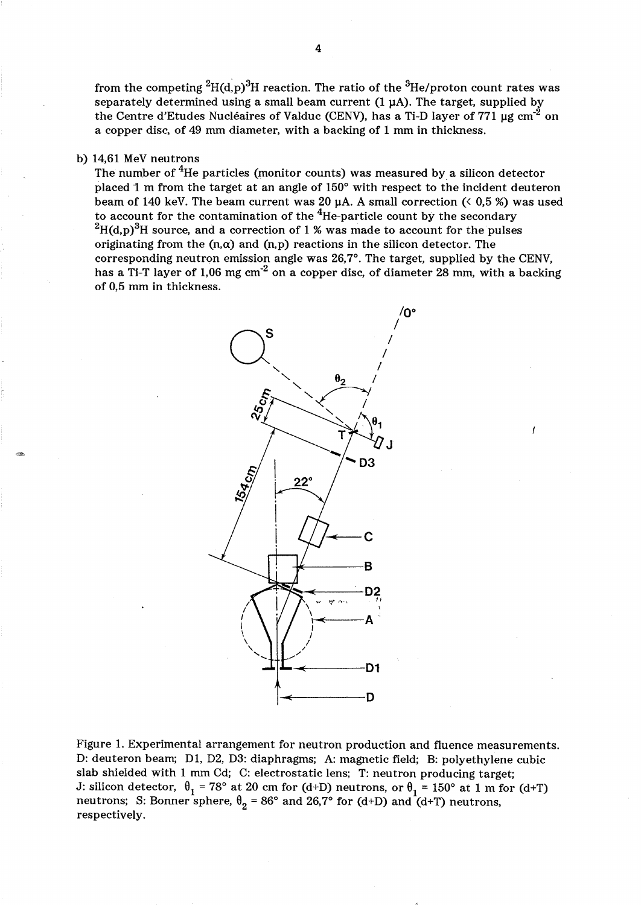from the competing $^{2}H(d,p)^{3}H$ reaction. The ratio of the $^{3}He$/proton count rates was separately determined using a small beam current (1 µA). The target, supplied by the Centre d'Etudes Nucléaires of Valduc (CENV), has a Ti-D layer of 771 µg cm$^{-2}$ on a copper disc, of 49 mm diameter, with a backing of 1 mm in thickness.

b) 14,61 MeV neutrons

The number of $^{4}He$ particles (monitor counts) was measured by a silicon detector placed 1 m from the target at an angle of 150° with respect to the incident deuteron beam of 140 keV. The beam current was 20 µA. A small correction (< 0,5 %) was used to account for the contamination of the $^{4}He$-particle count by the secondary $^{2}H(d,p)^{3}H$ source, and a correction of 1 % was made to account for the pulses originating from the (n,α) and (n,p) reactions in the silicon detector. The corresponding neutron emission angle was 26,7°. The target, supplied by the CENV, has a Ti-T layer of 1,06 mg cm$^{-2}$ on a copper disc, of diameter 28 mm, with a backing of 0,5 mm in thickness.

Figure 1. Experimental arrangement for neutron production and fluence measurements. D: deuteron beam; D1, D2, D3: diaphragms; A: magnetic field; B: polyethylene cubic slab shielded with 1 mm Cd; C: electrostatic lens; T: neutron producing target; J: silicon detector, $\theta_1$ = 78° at 20 cm for (d+D) neutrons, or $\theta_1$ = 150° at 1 m for (d+T) neutrons; S: Bonner sphere, $\theta_2$ = 86° and 26,7° for (d+D) and (d+T) neutrons, respectively.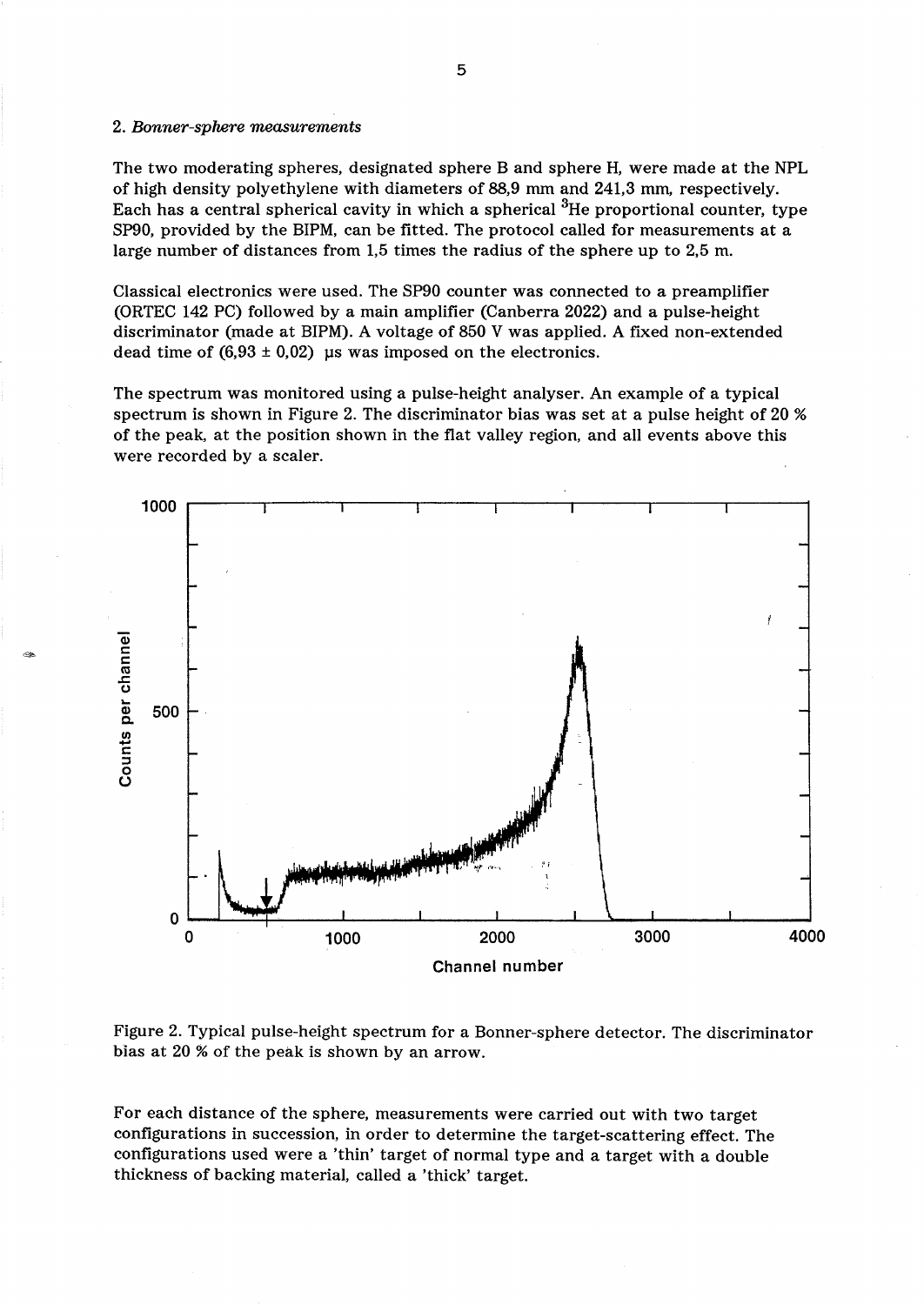## 2. *Bonner-sphere measurements*

The two moderating spheres, designated sphere B and sphere H, were made at the NPL of high density polyethylene with diameters of 88,9 mm and 241,3 mm, respectively. Each has a central spherical cavity in which a spherical $^{3}He$ proportional counter, type SP90, provided by the BIPM, can be fitted. The protocol called for measurements at a large number of distances from 1,5 times the radius of the sphere up to 2,5 m.

Classical electronics were used. The SP90 counter was connected to a preamplifier (ORTEC 142 PC) followed by a main amplifier (Canberra 2022) and a pulse-height discriminator (made at BIPM). A voltage of 850 V was applied. A fixed non-extended dead time of $(6{,}93 \pm 0{,}02)$ µs was imposed on the electronics.

The spectrum was monitored using a pulse-height analyser. An example of a typical spectrum is shown in Figure 2. The discriminator bias was set at a pulse height of 20 % of the peak, at the position shown in the flat valley region, and all events above this were recorded by a scaler.

Figure 2. Typical pulse-height spectrum for a Bonner-sphere detector. The discriminator bias at 20 % of the peak is shown by an arrow.

For each distance of the sphere, measurements were carried out with two target configurations in succession, in order to determine the target-scattering effect. The configurations used were a 'thin' target of normal type and a target with a double thickness of backing material, called a 'thick' target.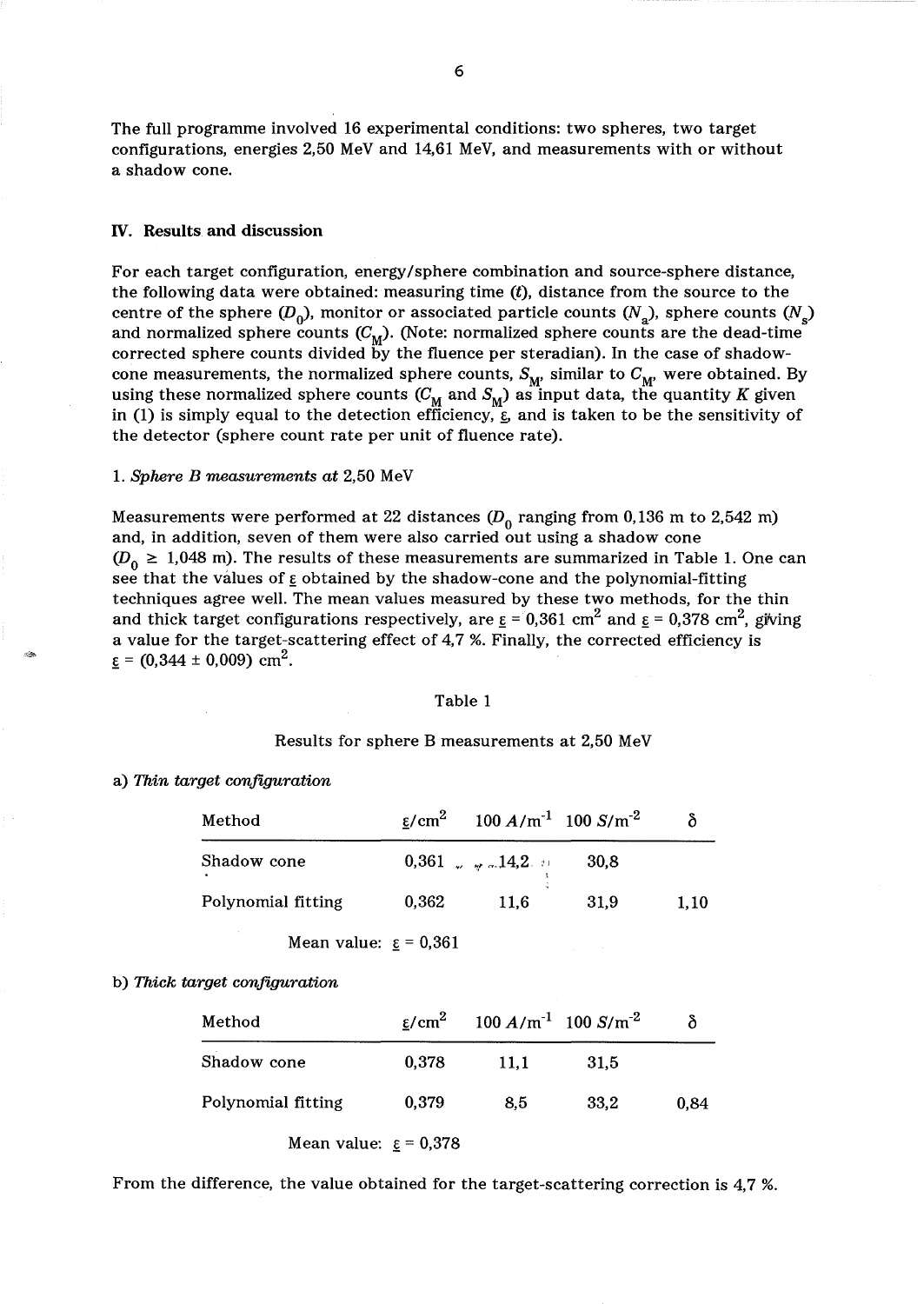The full programme involved 16 experimental conditions: two spheres, two target configurations, energies 2,50 MeV and 14,61 MeV, and measurements with or without a shadow cone.

## IV. Results and discussion

For each target configuration, energy/sphere combination and source-sphere distance, the following data were obtained: measuring time ($t$), distance from the source to the centre of the sphere ($D_0$), monitor or associated particle counts ($N_a$), sphere counts ($N_s$) and normalized sphere counts ($C_M$). (Note: normalized sphere counts are the dead-time corrected sphere counts divided by the fluence per steradian). In the case of shadow-cone measurements, the normalized sphere counts, $S_M$, similar to $C_M$, were obtained. By using these normalized sphere counts ($C_M$ and $S_M$) as input data, the quantity $K$ given in (1) is simply equal to the detection efficiency, $\underline{\varepsilon}$, and is taken to be the sensitivity of the detector (sphere count rate per unit of fluence rate).

### 1. *Sphere B measurements at* 2,50 MeV

Measurements were performed at 22 distances ($D_0$ ranging from 0,136 m to 2,542 m) and, in addition, seven of them were also carried out using a shadow cone ($D_0 \geq 1{,}048$ m). The results of these measurements are summarized in Table 1. One can see that the values of $\underline{\varepsilon}$ obtained by the shadow-cone and the polynomial-fitting techniques agree well. The mean values measured by these two methods, for the thin and thick target configurations respectively, are $\underline{\varepsilon} = 0{,}361$ cm$^2$ and $\underline{\varepsilon} = 0{,}378$ cm$^2$, giving a value for the target-scattering effect of 4,7 %. Finally, the corrected efficiency is $\underline{\varepsilon} = (0{,}344 \pm 0{,}009)$ cm$^2$.

Table 1

Results for sphere B measurements at 2,50 MeV

a) *Thin target configuration*

| Method | $\underline{\varepsilon}$/cm$^2$ | 100 $A$/m$^{-1}$ | 100 $S$/m$^{-2}$ | $\delta$ |
|---|---|---|---|---|
| Shadow cone | 0,361 | 14,2 | 30,8 | |
| Polynomial fitting | 0,362 | 11,6 | 31,9 | 1,10 |

Mean value: $\underline{\varepsilon} = 0{,}361$

b) *Thick target configuration*

| Method | $\underline{\varepsilon}$/cm$^2$ | 100 $A$/m$^{-1}$ | 100 $S$/m$^{-2}$ | $\delta$ |
|---|---|---|---|---|
| Shadow cone | 0,378 | 11,1 | 31,5 | |
| Polynomial fitting | 0,379 | 8,5 | 33,2 | 0,84 |

Mean value: $\underline{\varepsilon} = 0{,}378$

From the difference, the value obtained for the target-scattering correction is 4,7 %.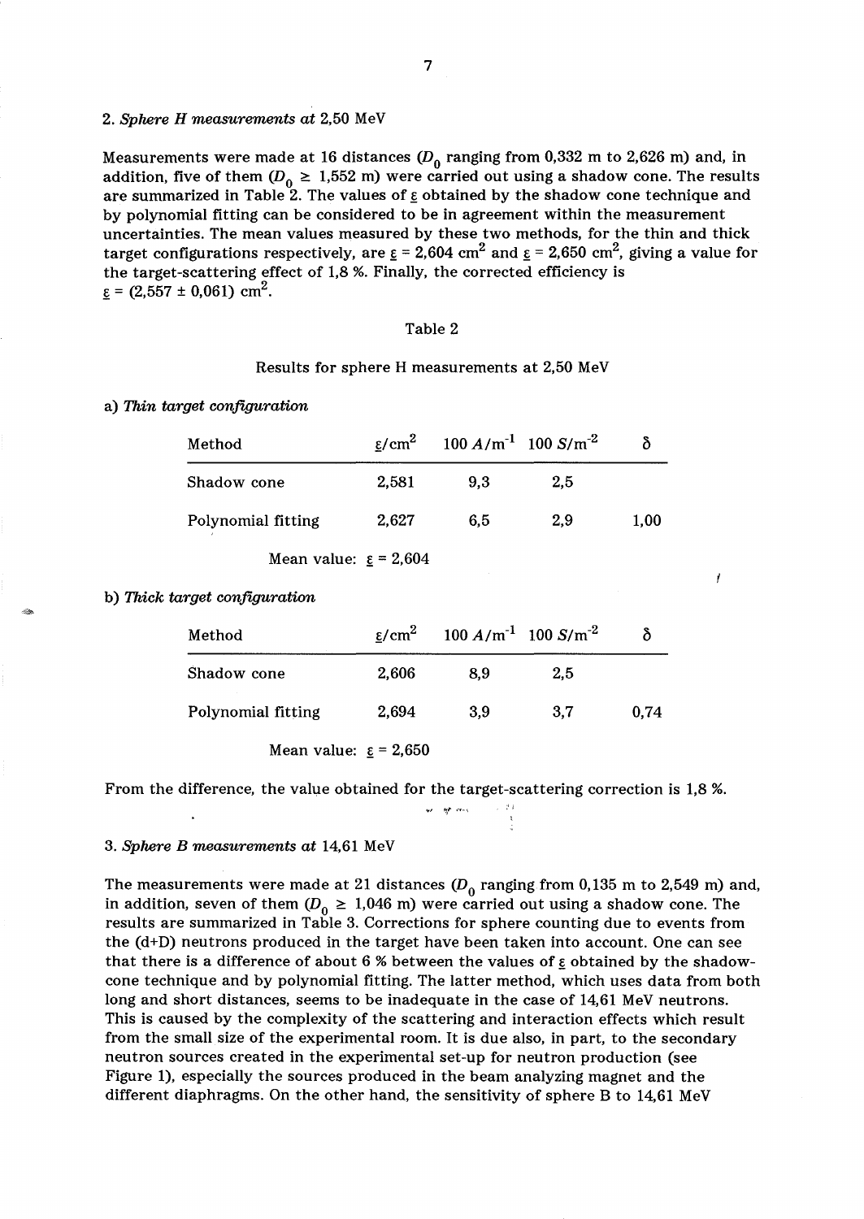### 2. *Sphere H measurements at* 2,50 MeV

Measurements were made at 16 distances ($D_0$ ranging from 0,332 m to 2,626 m) and, in addition, five of them ($D_0 \geq$ 1,552 m) were carried out using a shadow cone. The results are summarized in Table 2. The values of $\underline{\varepsilon}$ obtained by the shadow cone technique and by polynomial fitting can be considered to be in agreement within the measurement uncertainties. The mean values measured by these two methods, for the thin and thick target configurations respectively, are $\underline{\varepsilon}$ = 2,604 cm$^2$ and $\underline{\varepsilon}$ = 2,650 cm$^2$, giving a value for the target-scattering effect of 1,8 %. Finally, the corrected efficiency is $\underline{\varepsilon}$ = (2,557 ± 0,061) cm$^2$.

Table 2

Results for sphere H measurements at 2,50 MeV

a) *Thin target configuration*

| Method | $\underline{\varepsilon}$/cm$^2$ | 100 $A$/m$^{-1}$ | 100 $S$/m$^{-2}$ | $\delta$ |
|---|---|---|---|---|
| Shadow cone | 2,581 | 9,3 | 2,5 | |
| Polynomial fitting | 2,627 | 6,5 | 2,9 | 1,00 |

Mean value: $\underline{\varepsilon}$ = 2,604

b) *Thick target configuration*

| Method | $\underline{\varepsilon}$/cm$^2$ | 100 $A$/m$^{-1}$ | 100 $S$/m$^{-2}$ | $\delta$ |
|---|---|---|---|---|
| Shadow cone | 2,606 | 8,9 | 2,5 | |
| Polynomial fitting | 2,694 | 3,9 | 3,7 | 0,74 |

Mean value: $\underline{\varepsilon}$ = 2,650

From the difference, the value obtained for the target-scattering correction is 1,8 %.

### 3. *Sphere B measurements at* 14,61 MeV

The measurements were made at 21 distances ($D_0$ ranging from 0,135 m to 2,549 m) and, in addition, seven of them ($D_0 \geq$ 1,046 m) were carried out using a shadow cone. The results are summarized in Table 3. Corrections for sphere counting due to events from the (d+D) neutrons produced in the target have been taken into account. One can see that there is a difference of about 6 % between the values of $\underline{\varepsilon}$ obtained by the shadow-cone technique and by polynomial fitting. The latter method, which uses data from both long and short distances, seems to be inadequate in the case of 14,61 MeV neutrons. This is caused by the complexity of the scattering and interaction effects which result from the small size of the experimental room. It is due also, in part, to the secondary neutron sources created in the experimental set-up for neutron production (see Figure 1), especially the sources produced in the beam analyzing magnet and the different diaphragms. On the other hand, the sensitivity of sphere B to 14,61 MeV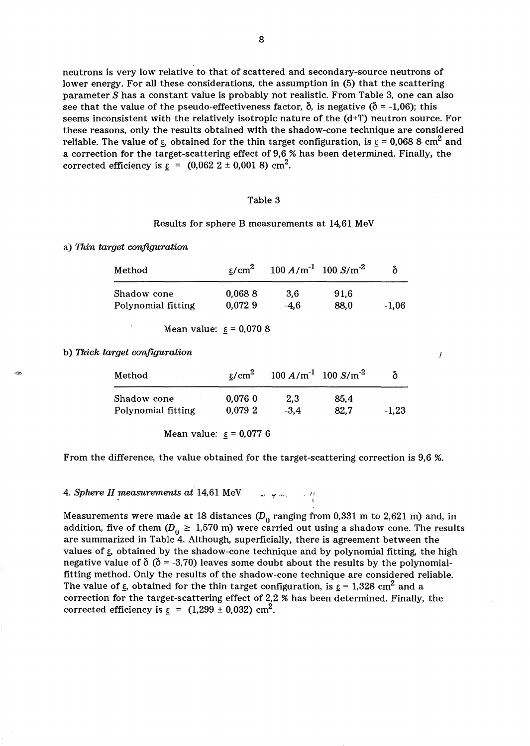neutrons is very low relative to that of scattered and secondary-source neutrons of lower energy. For all these considerations, the assumption in (5) that the scattering parameter $S$ has a constant value is probably not realistic. From Table 3, one can also see that the value of the pseudo-effectiveness factor, $\delta$, is negative ($\delta$ = -1,06); this seems inconsistent with the relatively isotropic nature of the (d+T) neutron source. For these reasons, only the results obtained with the shadow-cone technique are considered reliable. The value of $\underline{\varepsilon}$, obtained for the thin target configuration, is $\underline{\varepsilon}$ = 0,068 8 $cm^2$ and a correction for the target-scattering effect of 9,6 % has been determined. Finally, the corrected efficiency is $\underline{\varepsilon}$ = (0,062 2 ± 0,001 8) $cm^2$.

Table 3

Results for sphere B measurements at 14,61 MeV

a) *Thin target configuration*

| Method | $\underline{\varepsilon}/cm^2$ | $100\,A/m^{-1}$ | $100\,S/m^{-2}$ | $\delta$ |
|---|---|---|---|---|
| Shadow cone | 0,068 8 | 3,6 | 91,6 | |
| Polynomial fitting | 0,072 9 | -4,6 | 88,0 | -1,06 |

Mean value: $\underline{\varepsilon}$ = 0,070 8

b) *Thick target configuration*

| Method | $\underline{\varepsilon}/cm^2$ | $100\,A/m^{-1}$ | $100\,S/m^{-2}$ | $\delta$ |
|---|---|---|---|---|
| Shadow cone | 0,076 0 | 2,3 | 85,4 | |
| Polynomial fitting | 0,079 2 | -3,4 | 82,7 | -1,23 |

Mean value: $\underline{\varepsilon}$ = 0,077 6

From the difference, the value obtained for the target-scattering correction is 9,6 %.

## 4. *Sphere H measurements at* 14,61 MeV

Measurements were made at 18 distances ($D_0$ ranging from 0,331 m to 2,621 m) and, in addition, five of them ($D_0 \geq$ 1,570 m) were carried out using a shadow cone. The results are summarized in Table 4. Although, superficially, there is agreement between the values of $\underline{\varepsilon}$, obtained by the shadow-cone technique and by polynomial fitting, the high negative value of $\delta$ ($\delta$ = -3,70) leaves some doubt about the results by the polynomial-fitting method. Only the results of the shadow-cone technique are considered reliable. The value of $\underline{\varepsilon}$, obtained for the thin target configuration, is $\underline{\varepsilon}$ = 1,328 $cm^2$ and a correction for the target-scattering effect of 2,2 % has been determined. Finally, the corrected efficiency is $\underline{\varepsilon}$ = (1,299 ± 0,032) $cm^2$.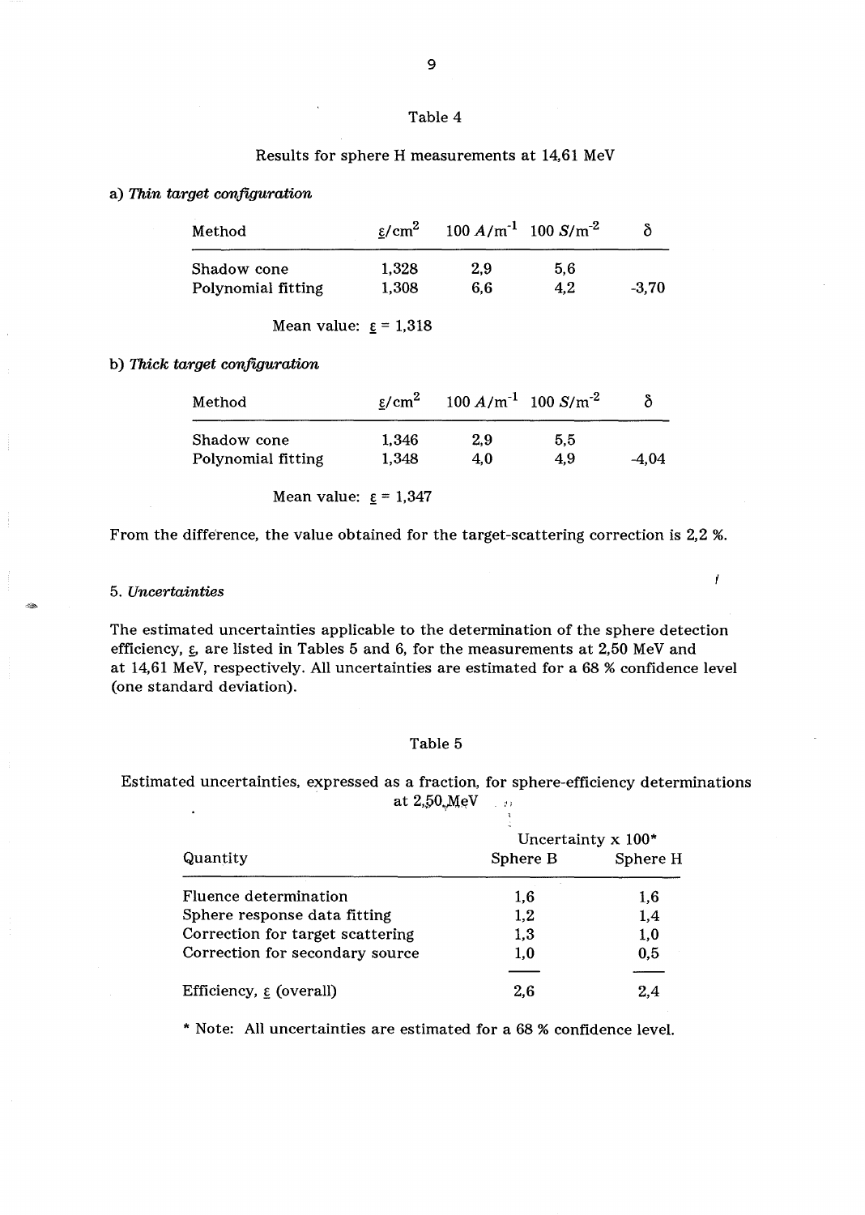Table 4

Results for sphere H measurements at 14,61 MeV

a) *Thin target configuration*

| Method | $\underline{\varepsilon}/\mathrm{cm}^2$ | $100\ A/\mathrm{m}^{-1}$ | $100\ S/\mathrm{m}^{-2}$ | $\delta$ |
|---|---|---|---|---|
| Shadow cone | 1,328 | 2,9 | 5,6 | |
| Polynomial fitting | 1,308 | 6,6 | 4,2 | -3,70 |

Mean value: $\underline{\varepsilon}$ = 1,318

b) *Thick target configuration*

| Method | $\underline{\varepsilon}/\mathrm{cm}^2$ | $100\ A/\mathrm{m}^{-1}$ | $100\ S/\mathrm{m}^{-2}$ | $\delta$ |
|---|---|---|---|---|
| Shadow cone | 1,346 | 2,9 | 5,5 | |
| Polynomial fitting | 1,348 | 4,0 | 4,9 | -4,04 |

Mean value: $\underline{\varepsilon}$ = 1,347

From the difference, the value obtained for the target-scattering correction is 2,2 %.

## 5. *Uncertainties*

The estimated uncertainties applicable to the determination of the sphere detection efficiency, $\underline{\varepsilon}$, are listed in Tables 5 and 6, for the measurements at 2,50 MeV and at 14,61 MeV, respectively. All uncertainties are estimated for a 68 % confidence level (one standard deviation).

Table 5

Estimated uncertainties, expressed as a fraction, for sphere-efficiency determinations at 2,50 MeV

| Quantity | Uncertainty x 100* Sphere B | Sphere H |
|---|---|---|
| Fluence determination | 1,6 | 1,6 |
| Sphere response data fitting | 1,2 | 1,4 |
| Correction for target scattering | 1,3 | 1,0 |
| Correction for secondary source | 1,0 | 0,5 |
| Efficiency, $\underline{\varepsilon}$ (overall) | 2,6 | 2,4 |

\* Note: All uncertainties are estimated for a 68 % confidence level.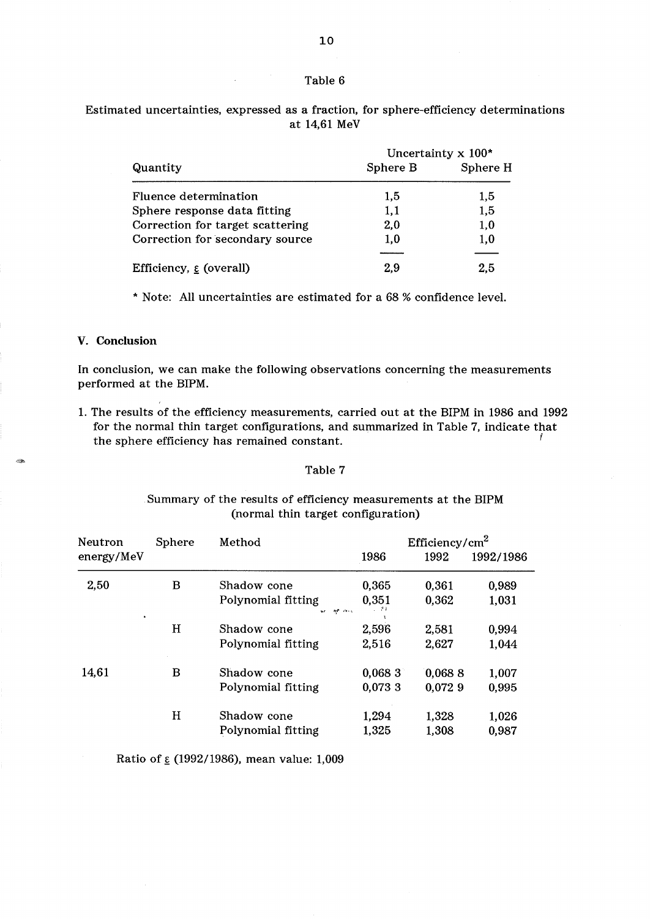Table 6

Estimated uncertainties, expressed as a fraction, for sphere-efficiency determinations at 14,61 MeV

| Quantity | Uncertainty x 100* | |
|---|---|---|
| | Sphere B | Sphere H |
| Fluence determination | 1,5 | 1,5 |
| Sphere response data fitting | 1,1 | 1,5 |
| Correction for target scattering | 2,0 | 1,0 |
| Correction for secondary source | 1,0 | 1,0 |
| Efficiency, $\underline{\varepsilon}$ (overall) | 2,9 | 2,5 |

\* Note: All uncertainties are estimated for a 68 % confidence level.

## V. Conclusion

In conclusion, we can make the following observations concerning the measurements performed at the BIPM.

1. The results of the efficiency measurements, carried out at the BIPM in 1986 and 1992 for the normal thin target configurations, and summarized in Table 7, indicate that the sphere efficiency has remained constant.

Table 7

Summary of the results of efficiency measurements at the BIPM (normal thin target configuration)

| Neutron energy/MeV | Sphere | Method | Efficiency/cm$^2$ | | |
|---|---|---|---|---|---|
| | | | 1986 | 1992 | 1992/1986 |
| 2,50 | B | Shadow cone | 0,365 | 0,361 | 0,989 |
| | | Polynomial fitting | 0,351 | 0,362 | 1,031 |
| | H | Shadow cone | 2,596 | 2,581 | 0,994 |
| | | Polynomial fitting | 2,516 | 2,627 | 1,044 |
| 14,61 | B | Shadow cone | 0,068 3 | 0,068 8 | 1,007 |
| | | Polynomial fitting | 0,073 3 | 0,072 9 | 0,995 |
| | H | Shadow cone | 1,294 | 1,328 | 1,026 |
| | | Polynomial fitting | 1,325 | 1,308 | 0,987 |

Ratio of $\underline{\varepsilon}$ (1992/1986), mean value: 1,009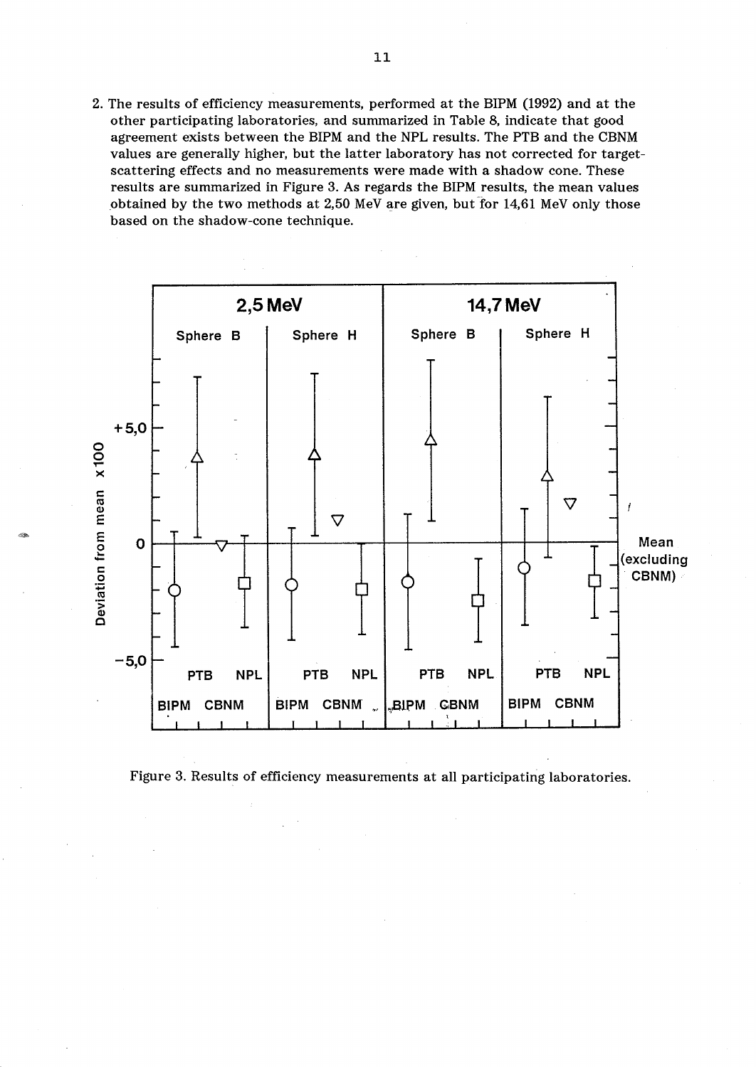2. The results of efficiency measurements, performed at the BIPM (1992) and at the other participating laboratories, and summarized in Table 8, indicate that good agreement exists between the BIPM and the NPL results. The PTB and the CBNM values are generally higher, but the latter laboratory has not corrected for target-scattering effects and no measurements were made with a shadow cone. These results are summarized in Figure 3. As regards the BIPM results, the mean values obtained by the two methods at 2,50 MeV are given, but for 14,61 MeV only those based on the shadow-cone technique.

Figure 3. Results of efficiency measurements at all participating laboratories.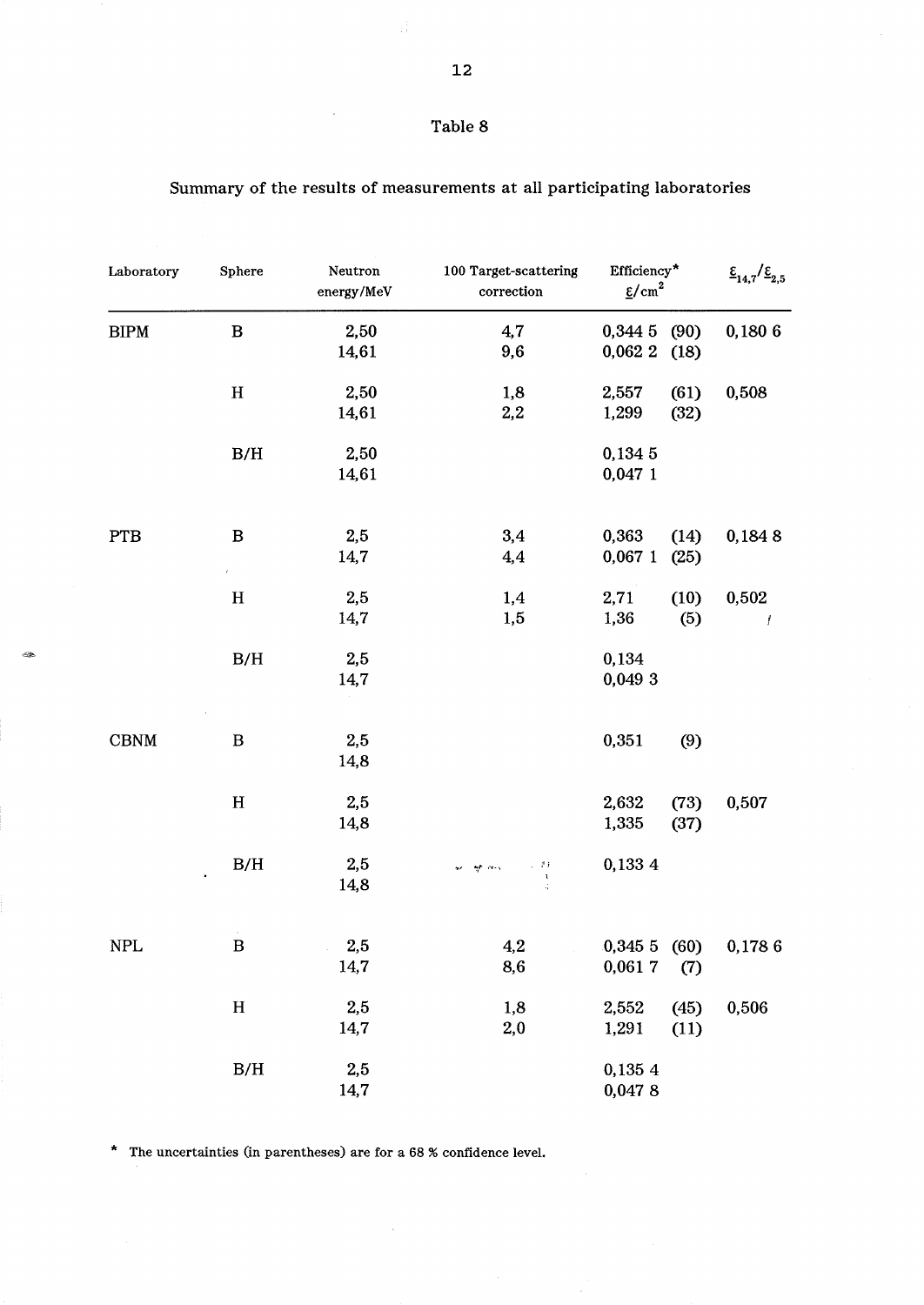Table 8

Summary of the results of measurements at all participating laboratories

| Laboratory | Sphere | Neutron energy/MeV | 100 Target-scattering correction | Efficiency* $\varepsilon$/cm$^2$ | $\varepsilon_{14,7}/\varepsilon_{2,5}$ |
|---|---|---|---|---|---|
| BIPM | B | 2,50 | 4,7 | 0,344 5 (90) | 0,180 6 |
| | | 14,61 | 9,6 | 0,062 2 (18) | |
| | H | 2,50 | 1,8 | 2,557 (61) | 0,508 |
| | | 14,61 | 2,2 | 1,299 (32) | |
| | B/H | 2,50 | | 0,134 5 | |
| | | 14,61 | | 0,047 1 | |
| PTB | B | 2,5 | 3,4 | 0,363 (14) | 0,184 8 |
| | | 14,7 | 4,4 | 0,067 1 (25) | |
| | H | 2,5 | 1,4 | 2,71 (10) | 0,502 |
| | | 14,7 | 1,5 | 1,36 (5) | |
| | B/H | 2,5 | | 0,134 | |
| | | 14,7 | | 0,049 3 | |
| CBNM | B | 2,5 | | 0,351 (9) | |
| | | 14,8 | | | |
| | H | 2,5 | | 2,632 (73) | 0,507 |
| | | 14,8 | | 1,335 (37) | |
| | B/H | 2,5 | | 0,133 4 | |
| | | 14,8 | | | |
| NPL | B | 2,5 | 4,2 | 0,345 5 (60) | 0,178 6 |
| | | 14,7 | 8,6 | 0,061 7 (7) | |
| | H | 2,5 | 1,8 | 2,552 (45) | 0,506 |
| | | 14,7 | 2,0 | 1,291 (11) | |
| | B/H | 2,5 | | 0,135 4 | |
| | | 14,7 | | 0,047 8 | |

\* The uncertainties (in parentheses) are for a 68 % confidence level.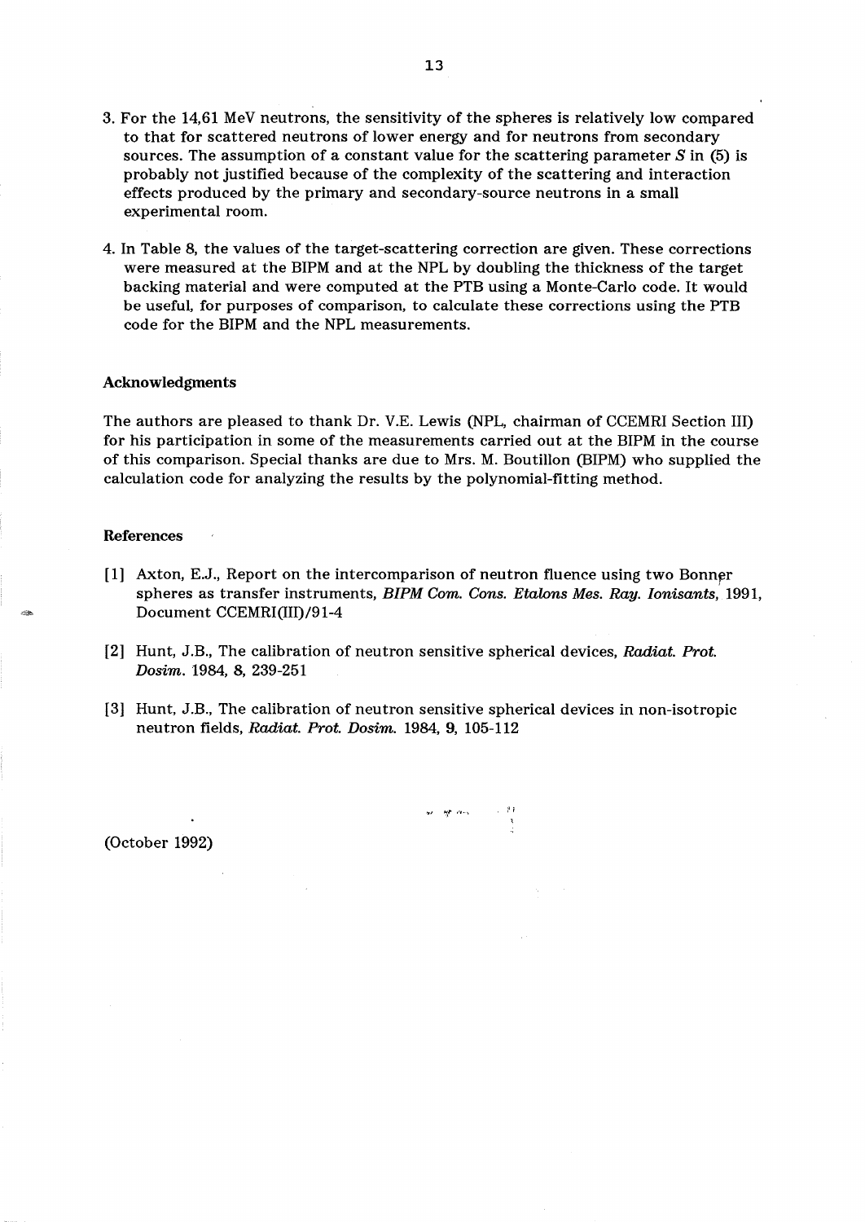3. For the 14,61 MeV neutrons, the sensitivity of the spheres is relatively low compared to that for scattered neutrons of lower energy and for neutrons from secondary sources. The assumption of a constant value for the scattering parameter $S$ in (5) is probably not justified because of the complexity of the scattering and interaction effects produced by the primary and secondary-source neutrons in a small experimental room.

4. In Table 8, the values of the target-scattering correction are given. These corrections were measured at the BIPM and at the NPL by doubling the thickness of the target backing material and were computed at the PTB using a Monte-Carlo code. It would be useful, for purposes of comparison, to calculate these corrections using the PTB code for the BIPM and the NPL measurements.

### Acknowledgments

The authors are pleased to thank Dr. V.E. Lewis (NPL, chairman of CCEMRI Section III) for his participation in some of the measurements carried out at the BIPM in the course of this comparison. Special thanks are due to Mrs. M. Boutillon (BIPM) who supplied the calculation code for analyzing the results by the polynomial-fitting method.

### References

[1] Axton, E.J., Report on the intercomparison of neutron fluence using two Bonner spheres as transfer instruments, *BIPM Com. Cons. Etalons Mes. Ray. Ionisants*, 1991, Document CCEMRI(III)/91-4

[2] Hunt, J.B., The calibration of neutron sensitive spherical devices, *Radiat. Prot. Dosim.* 1984, **8**, 239-251

[3] Hunt, J.B., The calibration of neutron sensitive spherical devices in non-isotropic neutron fields, *Radiat. Prot. Dosim.* 1984, **9**, 105-112

(October 1992)